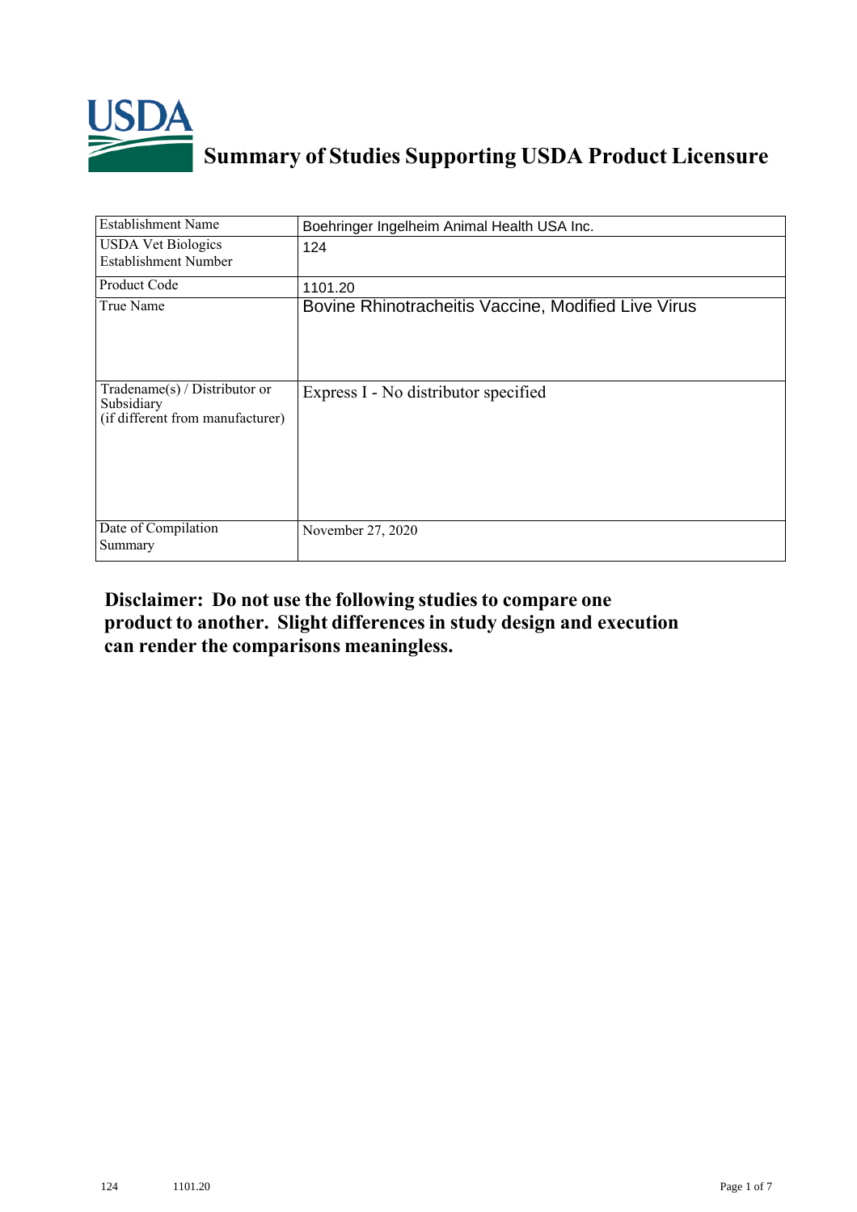# Summary of Studies Supporting USDA Product Licensure

| Establishment Name | Boehringer Ingelheim Animal Health USA Inc. |
|---|---|
| USDA Vet Biologics Establishment Number | 124 |
| Product Code | 1101.20 |
| True Name | Bovine Rhinotracheitis Vaccine, Modified Live Virus |
| Tradename(s) / Distributor or Subsidiary (if different from manufacturer) | Express I - No distributor specified |
| Date of Compilation Summary | November 27, 2020 |

**Disclaimer: Do not use the following studies to compare one product to another. Slight differences in study design and execution can render the comparisons meaningless.**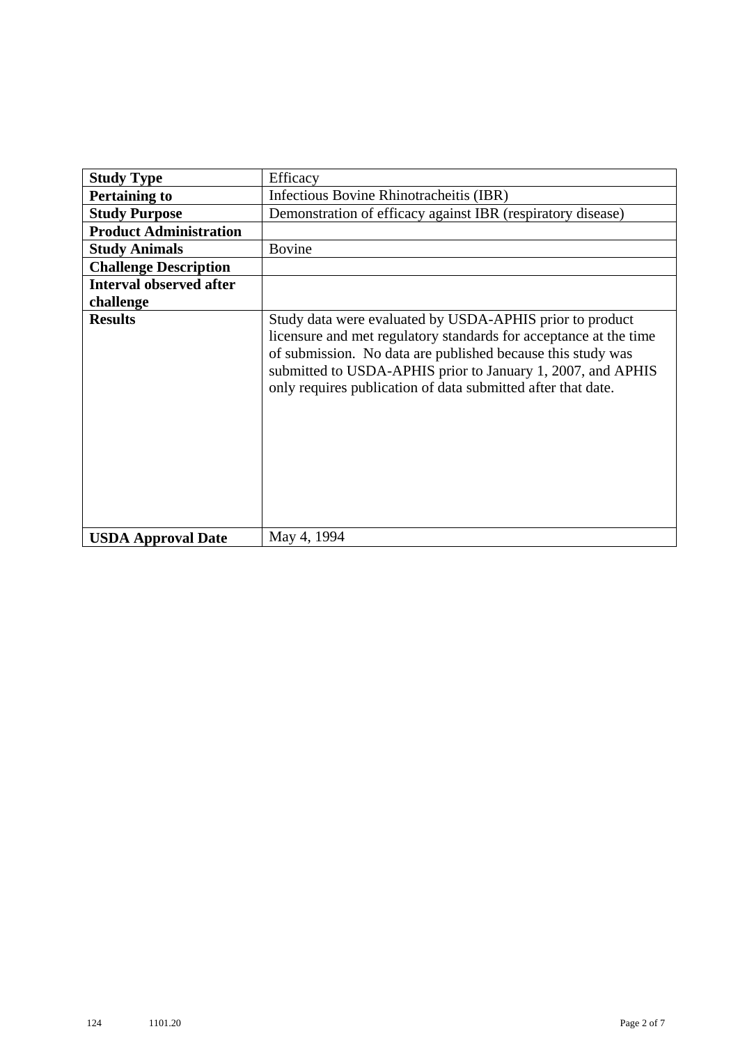| **Study Type** | Efficacy |
|---|---|
| **Pertaining to** | Infectious Bovine Rhinotracheitis (IBR) |
| **Study Purpose** | Demonstration of efficacy against IBR (respiratory disease) |
| **Product Administration** | |
| **Study Animals** | Bovine |
| **Challenge Description** | |
| **Interval observed after challenge** | |
| **Results** | Study data were evaluated by USDA-APHIS prior to product licensure and met regulatory standards for acceptance at the time of submission. No data are published because this study was submitted to USDA-APHIS prior to January 1, 2007, and APHIS only requires publication of data submitted after that date. |
| **USDA Approval Date** | May 4, 1994 |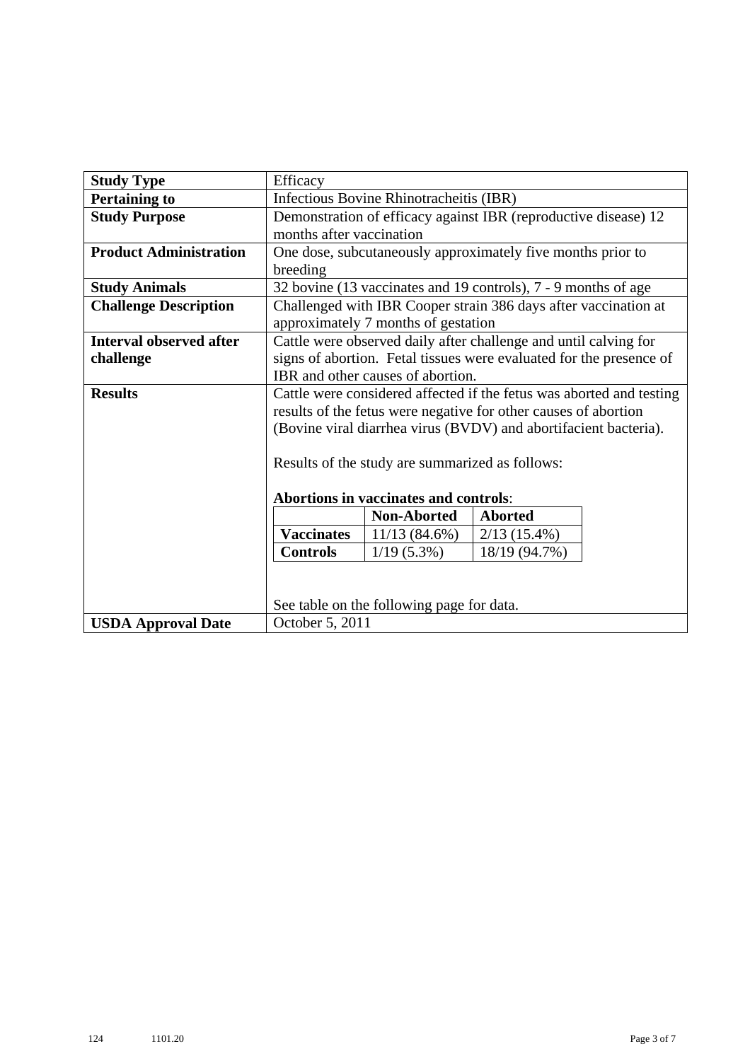| **Study Type** | Efficacy |
|---|---|
| **Pertaining to** | Infectious Bovine Rhinotracheitis (IBR) |
| **Study Purpose** | Demonstration of efficacy against IBR (reproductive disease) 12 months after vaccination |
| **Product Administration** | One dose, subcutaneously approximately five months prior to breeding |
| **Study Animals** | 32 bovine (13 vaccinates and 19 controls), 7 - 9 months of age |
| **Challenge Description** | Challenged with IBR Cooper strain 386 days after vaccination at approximately 7 months of gestation |
| **Interval observed after challenge** | Cattle were observed daily after challenge and until calving for signs of abortion. Fetal tissues were evaluated for the presence of IBR and other causes of abortion. |
| **Results** | Cattle were considered affected if the fetus was aborted and testing results of the fetus were negative for other causes of abortion (Bovine viral diarrhea virus (BVDV) and abortifacient bacteria).<br><br>Results of the study are summarized as follows:<br><br>**Abortions in vaccinates and controls**: (see table below)<br><br>See table on the following page for data. |
| **USDA Approval Date** | October 5, 2011 |

**Abortions in vaccinates and controls**:

| | **Non-Aborted** | **Aborted** |
|---|---|---|
| **Vaccinates** | 11/13 (84.6%) | 2/13 (15.4%) |
| **Controls** | 1/19 (5.3%) | 18/19 (94.7%) |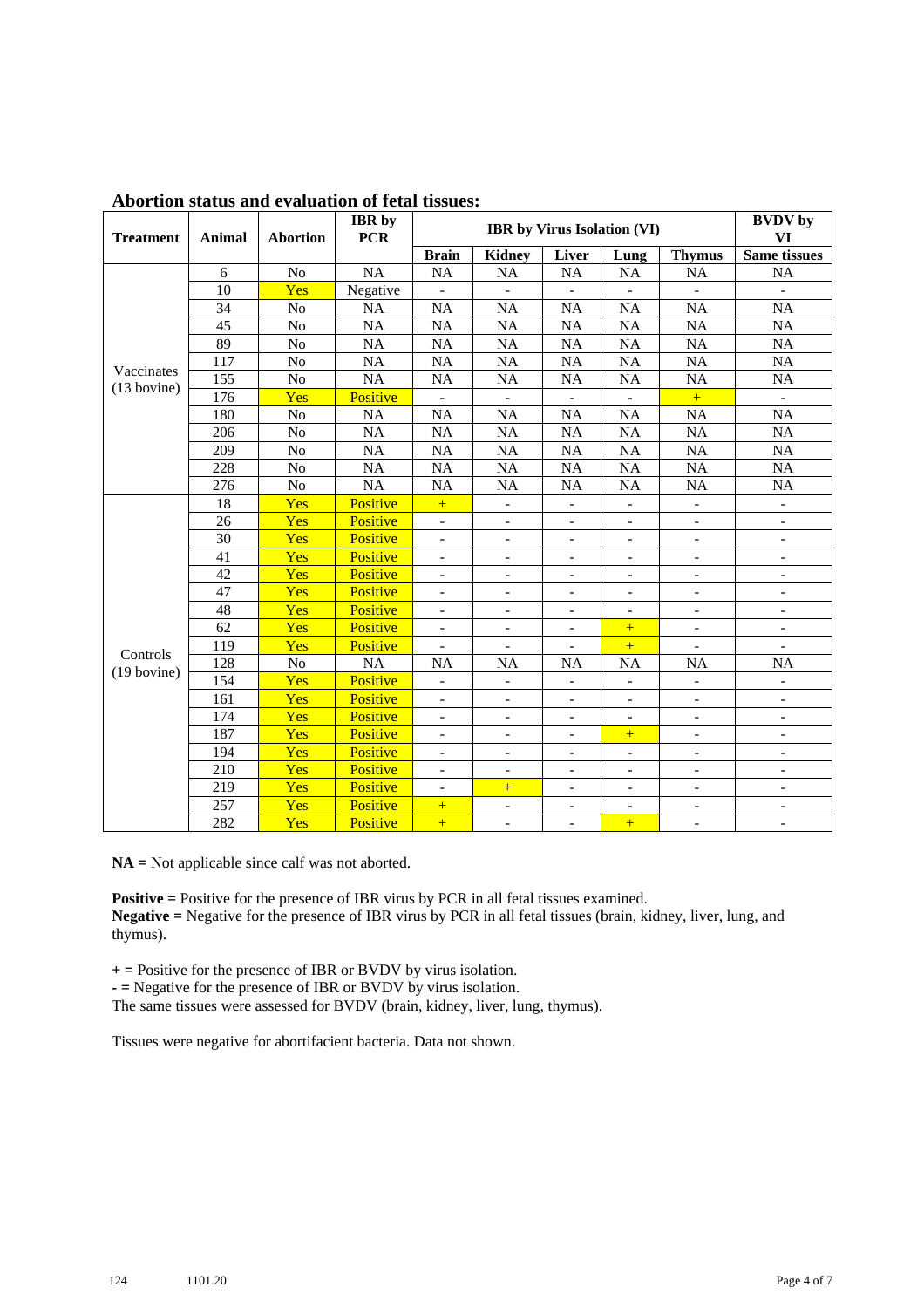## Abortion status and evaluation of fetal tissues:

| Treatment | Animal | Abortion | IBR by PCR | IBR by Virus Isolation (VI) | | | | | BVDV by VI |
|---|---|---|---|---|---|---|---|---|---|
| | | | | Brain | Kidney | Liver | Lung | Thymus | Same tissues |
| Vaccinates (13 bovine) | 6 | No | NA | NA | NA | NA | NA | NA | NA |
| | 10 | Yes | Negative | - | - | - | - | - | - |
| | 34 | No | NA | NA | NA | NA | NA | NA | NA |
| | 45 | No | NA | NA | NA | NA | NA | NA | NA |
| | 89 | No | NA | NA | NA | NA | NA | NA | NA |
| | 117 | No | NA | NA | NA | NA | NA | NA | NA |
| | 155 | No | NA | NA | NA | NA | NA | NA | NA |
| | 176 | Yes | Positive | - | - | - | - | + | - |
| | 180 | No | NA | NA | NA | NA | NA | NA | NA |
| | 206 | No | NA | NA | NA | NA | NA | NA | NA |
| | 209 | No | NA | NA | NA | NA | NA | NA | NA |
| | 228 | No | NA | NA | NA | NA | NA | NA | NA |
| | 276 | No | NA | NA | NA | NA | NA | NA | NA |
| Controls (19 bovine) | 18 | Yes | Positive | + | - | - | - | - | - |
| | 26 | Yes | Positive | - | - | - | - | - | - |
| | 30 | Yes | Positive | - | - | - | - | - | - |
| | 41 | Yes | Positive | - | - | - | - | - | - |
| | 42 | Yes | Positive | - | - | - | - | - | - |
| | 47 | Yes | Positive | - | - | - | - | - | - |
| | 48 | Yes | Positive | - | - | - | - | - | - |
| | 62 | Yes | Positive | - | - | - | + | - | - |
| | 119 | Yes | Positive | - | - | - | + | - | - |
| | 128 | No | NA | NA | NA | NA | NA | NA | NA |
| | 154 | Yes | Positive | - | - | - | - | - | - |
| | 161 | Yes | Positive | - | - | - | - | - | - |
| | 174 | Yes | Positive | - | - | - | - | - | - |
| | 187 | Yes | Positive | - | - | - | + | - | - |
| | 194 | Yes | Positive | - | - | - | - | - | - |
| | 210 | Yes | Positive | - | - | - | - | - | - |
| | 219 | Yes | Positive | - | + | - | - | - | - |
| | 257 | Yes | Positive | + | - | - | - | - | - |
| | 282 | Yes | Positive | + | - | - | + | - | - |

**NA =** Not applicable since calf was not aborted.

**Positive =** Positive for the presence of IBR virus by PCR in all fetal tissues examined.
**Negative =** Negative for the presence of IBR virus by PCR in all fetal tissues (brain, kidney, liver, lung, and thymus).

**+ =** Positive for the presence of IBR or BVDV by virus isolation.
**- =** Negative for the presence of IBR or BVDV by virus isolation.
The same tissues were assessed for BVDV (brain, kidney, liver, lung, thymus).

Tissues were negative for abortifacient bacteria. Data not shown.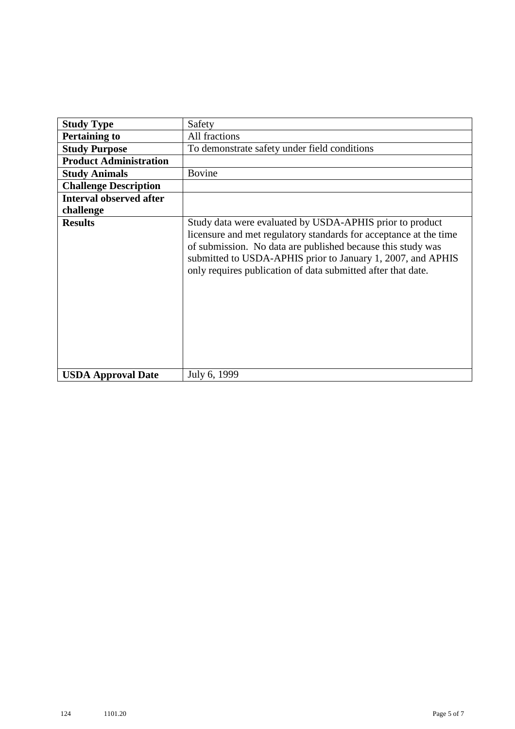| **Study Type** | Safety |
|---|---|
| **Pertaining to** | All fractions |
| **Study Purpose** | To demonstrate safety under field conditions |
| **Product Administration** | |
| **Study Animals** | Bovine |
| **Challenge Description** | |
| **Interval observed after challenge** | |
| **Results** | Study data were evaluated by USDA-APHIS prior to product licensure and met regulatory standards for acceptance at the time of submission. No data are published because this study was submitted to USDA-APHIS prior to January 1, 2007, and APHIS only requires publication of data submitted after that date. |
| **USDA Approval Date** | July 6, 1999 |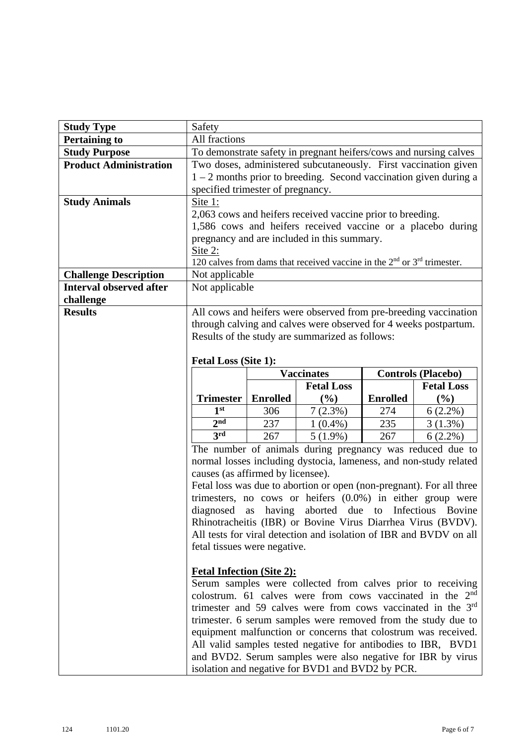| | |
|---|---|
| **Study Type** | Safety |
| **Pertaining to** | All fractions |
| **Study Purpose** | To demonstrate safety in pregnant heifers/cows and nursing calves |
| **Product Administration** | Two doses, administered subcutaneously. First vaccination given 1 – 2 months prior to breeding. Second vaccination given during a specified trimester of pregnancy. |
| **Study Animals** | Site 1: 2,063 cows and heifers received vaccine prior to breeding. 1,586 cows and heifers received vaccine or a placebo during pregnancy and are included in this summary. Site 2: 120 calves from dams that received vaccine in the 2nd or 3rd trimester. |
| **Challenge Description** | Not applicable |
| **Interval observed after challenge** | Not applicable |
| **Results** | All cows and heifers were observed from pre-breeding vaccination through calving and calves were observed for 4 weeks postpartum. Results of the study are summarized as follows: |

**Fetal Loss (Site 1):**

| | Vaccinates | | Controls (Placebo) | |
|---|---|---|---|---|
| **Trimester** | **Enrolled** | **Fetal Loss (%)** | **Enrolled** | **Fetal Loss (%)** |
| **1st** | 306 | 7 (2.3%) | 274 | 6 (2.2%) |
| **2nd** | 237 | 1 (0.4%) | 235 | 3 (1.3%) |
| **3rd** | 267 | 5 (1.9%) | 267 | 6 (2.2%) |

The number of animals during pregnancy was reduced due to normal losses including dystocia, lameness, and non-study related causes (as affirmed by licensee).

Fetal loss was due to abortion or open (non-pregnant). For all three trimesters, no cows or heifers (0.0%) in either group were diagnosed as having aborted due to Infectious Bovine Rhinotracheitis (IBR) or Bovine Virus Diarrhea Virus (BVDV). All tests for viral detection and isolation of IBR and BVDV on all fetal tissues were negative.

**Fetal Infection (Site 2):**

Serum samples were collected from calves prior to receiving colostrum. 61 calves were from cows vaccinated in the 2nd trimester and 59 calves were from cows vaccinated in the 3rd trimester. 6 serum samples were removed from the study due to equipment malfunction or concerns that colostrum was received. All valid samples tested negative for antibodies to IBR, BVD1 and BVD2. Serum samples were also negative for IBR by virus isolation and negative for BVD1 and BVD2 by PCR.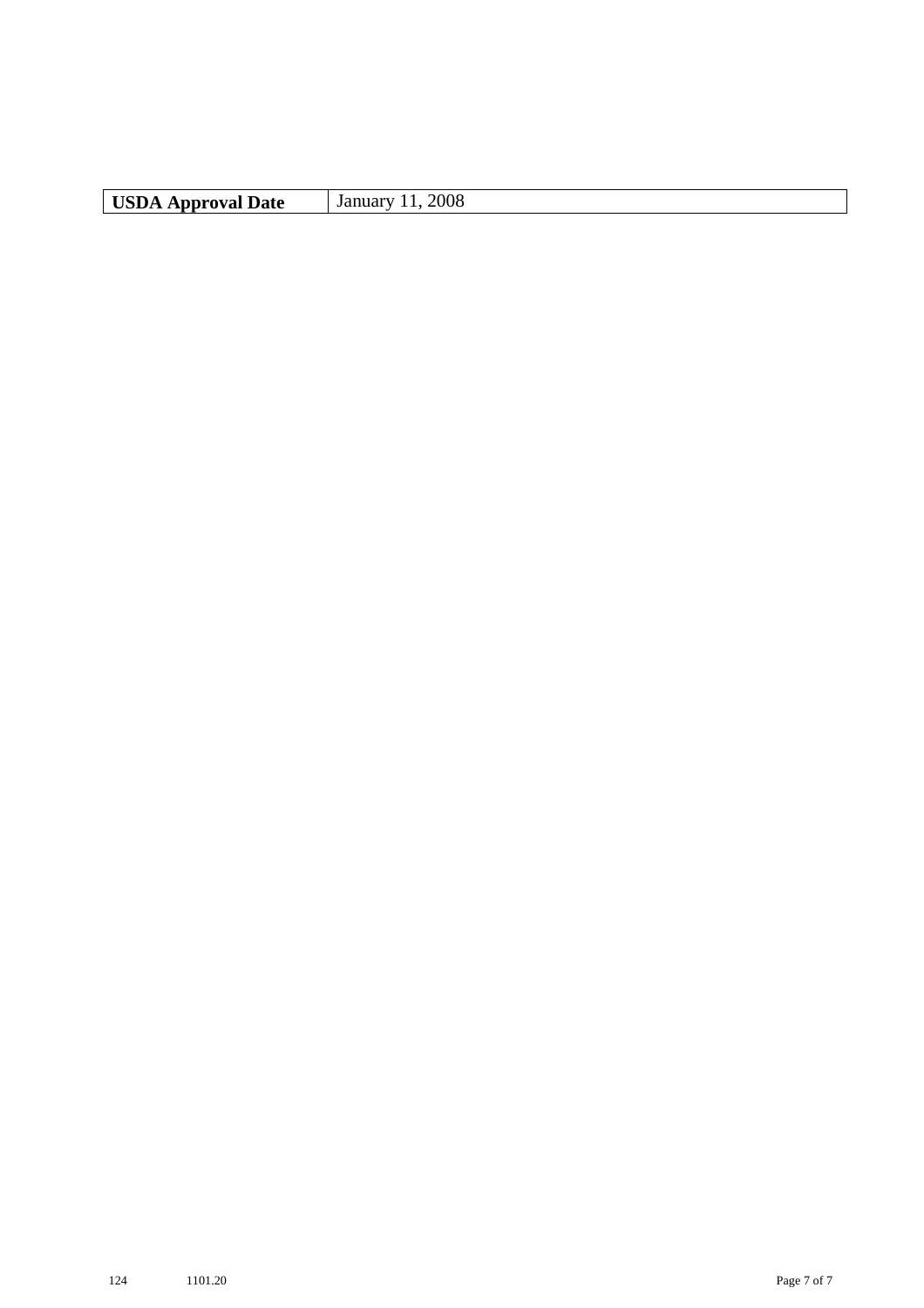| | |
|---|---|
| **USDA Approval Date** | January 11, 2008 |